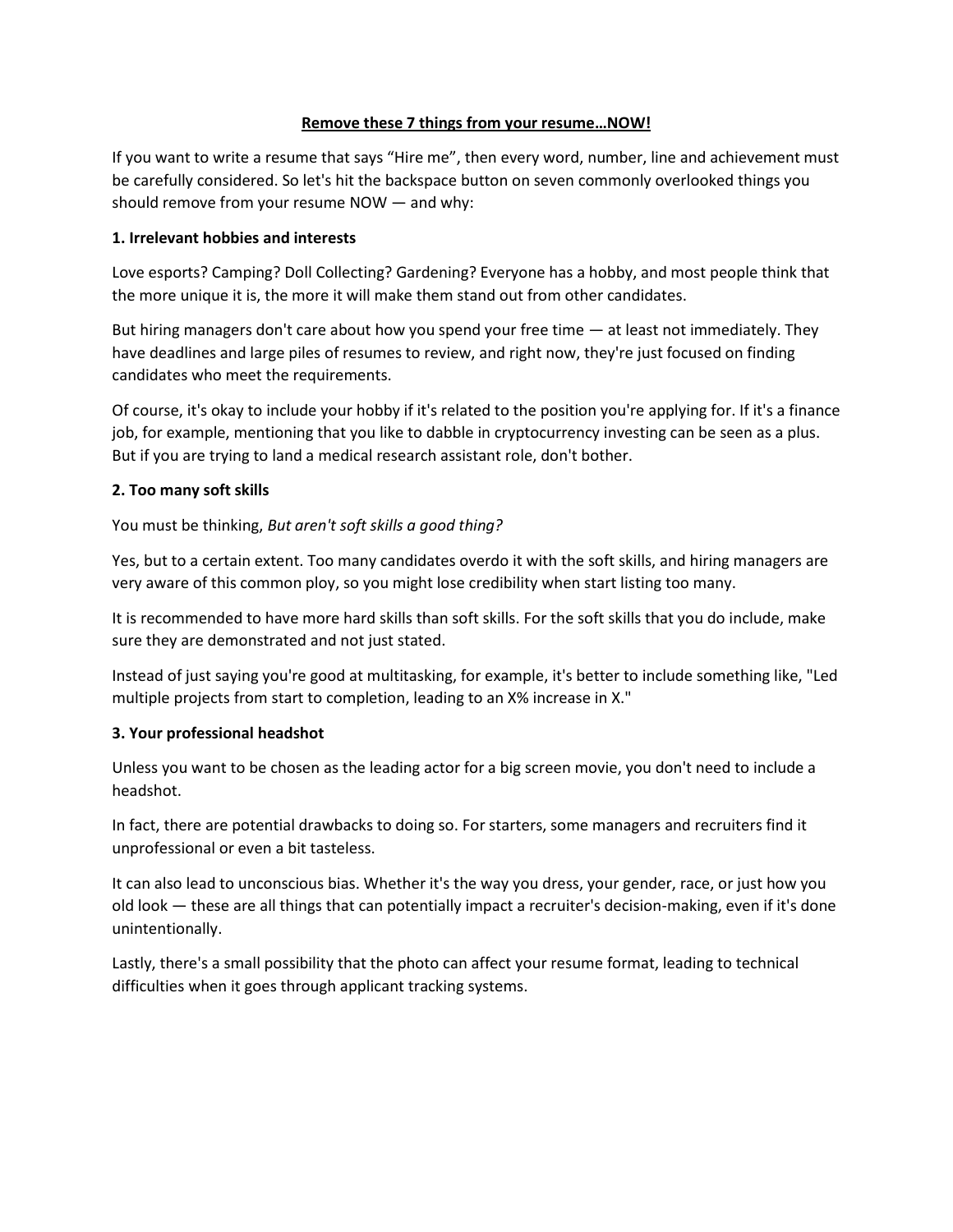# Remove these 7 things from your resume…NOW!

If you want to write a resume that says "Hire me", then every word, number, line and achievement must be carefully considered. So let's hit the backspace button on seven commonly overlooked things you should remove from your resume NOW — and why:

### 1. Irrelevant hobbies and interests

Love esports? Camping? Doll Collecting? Gardening? Everyone has a hobby, and most people think that the more unique it is, the more it will make them stand out from other candidates.

But hiring managers don't care about how you spend your free time — at least not immediately. They have deadlines and large piles of resumes to review, and right now, they're just focused on finding candidates who meet the requirements.

Of course, it's okay to include your hobby if it's related to the position you're applying for. If it's a finance job, for example, mentioning that you like to dabble in cryptocurrency investing can be seen as a plus. But if you are trying to land a medical research assistant role, don't bother.

### 2. Too many soft skills

You must be thinking, *But aren't soft skills a good thing?*

Yes, but to a certain extent. Too many candidates overdo it with the soft skills, and hiring managers are very aware of this common ploy, so you might lose credibility when start listing too many.

It is recommended to have more hard skills than soft skills. For the soft skills that you do include, make sure they are demonstrated and not just stated.

Instead of just saying you're good at multitasking, for example, it's better to include something like, "Led multiple projects from start to completion, leading to an X% increase in X."

### 3. Your professional headshot

Unless you want to be chosen as the leading actor for a big screen movie, you don't need to include a headshot.

In fact, there are potential drawbacks to doing so. For starters, some managers and recruiters find it unprofessional or even a bit tasteless.

It can also lead to unconscious bias. Whether it's the way you dress, your gender, race, or just how you old look — these are all things that can potentially impact a recruiter's decision-making, even if it's done unintentionally.

Lastly, there's a small possibility that the photo can affect your resume format, leading to technical difficulties when it goes through applicant tracking systems.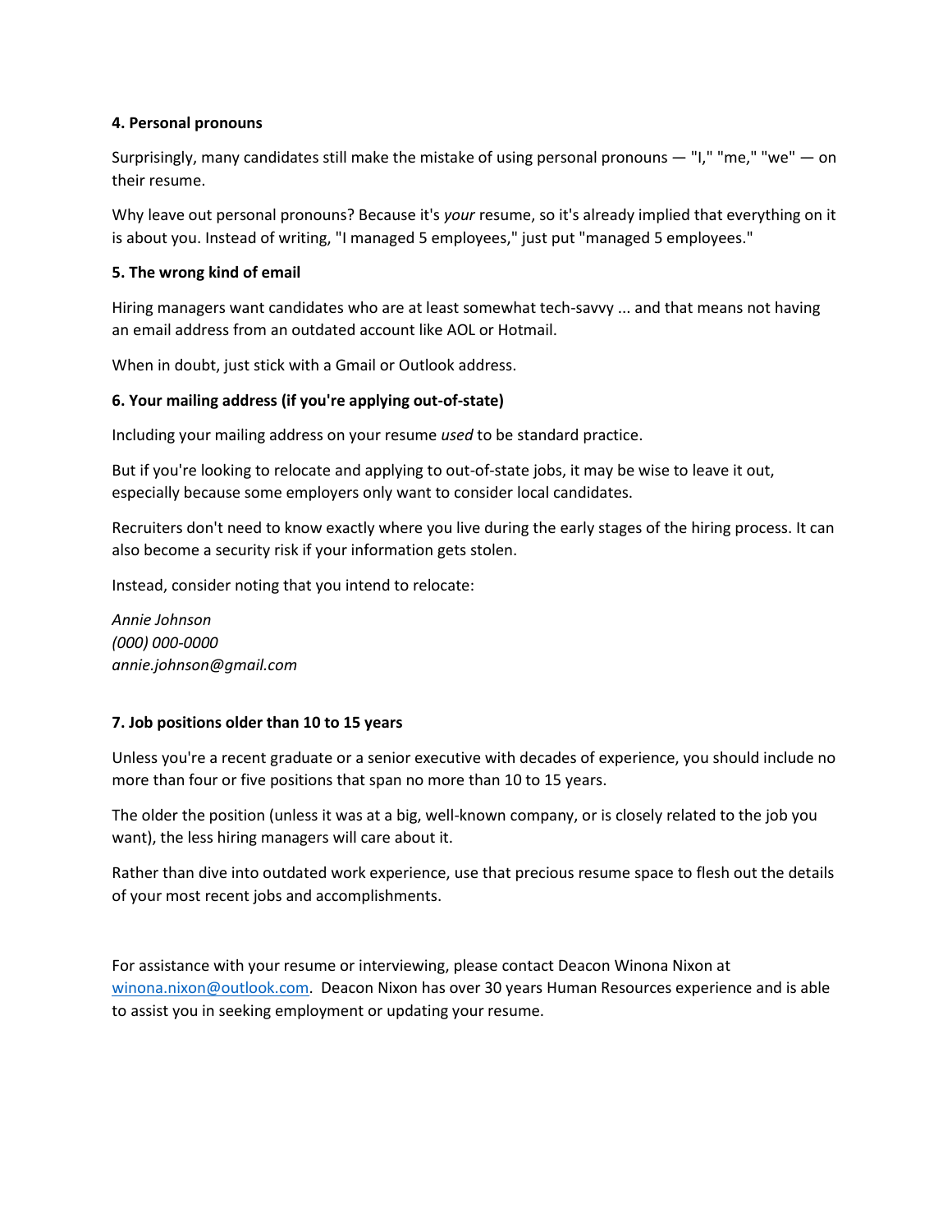**4. Personal pronouns**

Surprisingly, many candidates still make the mistake of using personal pronouns — "I," "me," "we" — on their resume.

Why leave out personal pronouns? Because it's *your* resume, so it's already implied that everything on it is about you. Instead of writing, "I managed 5 employees," just put "managed 5 employees."

**5. The wrong kind of email**

Hiring managers want candidates who are at least somewhat tech-savvy ... and that means not having an email address from an outdated account like AOL or Hotmail.

When in doubt, just stick with a Gmail or Outlook address.

**6. Your mailing address (if you're applying out-of-state)**

Including your mailing address on your resume *used* to be standard practice.

But if you're looking to relocate and applying to out-of-state jobs, it may be wise to leave it out, especially because some employers only want to consider local candidates.

Recruiters don't need to know exactly where you live during the early stages of the hiring process. It can also become a security risk if your information gets stolen.

Instead, consider noting that you intend to relocate:

*Annie Johnson*
*(000) 000-0000*
*annie.johnson@gmail.com*

**7. Job positions older than 10 to 15 years**

Unless you're a recent graduate or a senior executive with decades of experience, you should include no more than four or five positions that span no more than 10 to 15 years.

The older the position (unless it was at a big, well-known company, or is closely related to the job you want), the less hiring managers will care about it.

Rather than dive into outdated work experience, use that precious resume space to flesh out the details of your most recent jobs and accomplishments.

For assistance with your resume or interviewing, please contact Deacon Winona Nixon at [winona.nixon@outlook.com](mailto:winona.nixon@outlook.com). Deacon Nixon has over 30 years Human Resources experience and is able to assist you in seeking employment or updating your resume.